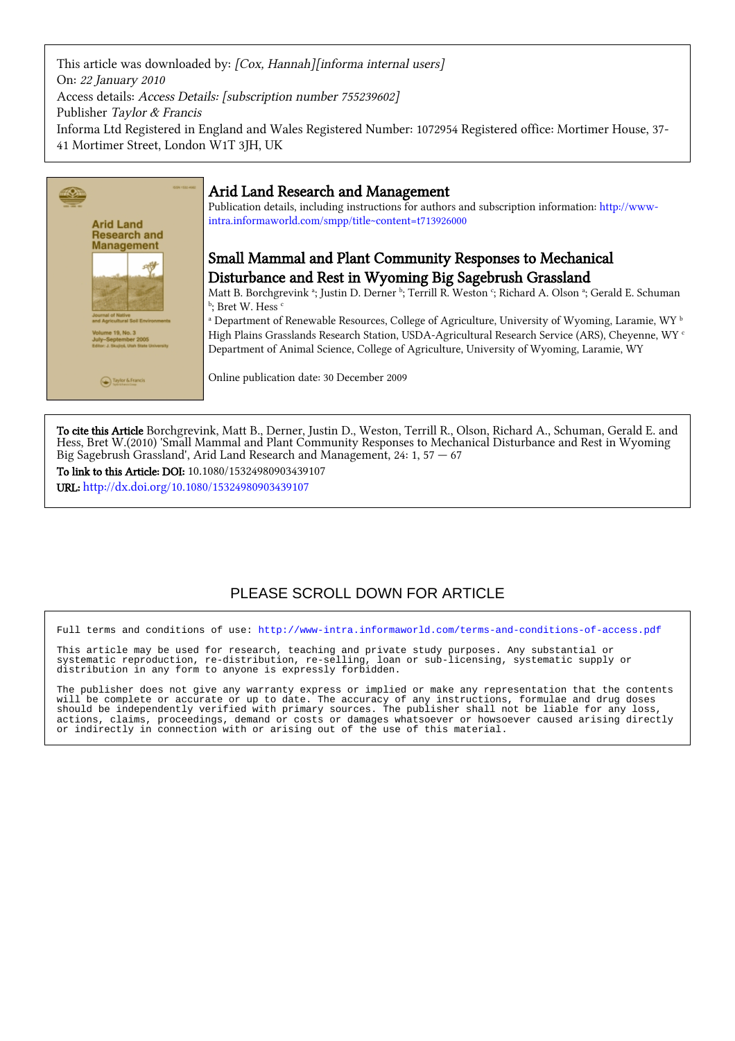This article was downloaded by: *[Cox, Hannah][informa internal users]*
On: *22 January 2010*
Access details: *Access Details: [subscription number 755239602]*
Publisher *Taylor & Francis*
Informa Ltd Registered in England and Wales Registered Number: 1072954 Registered office: Mortimer House, 37-41 Mortimer Street, London W1T 3JH, UK

# Arid Land Research and Management

Publication details, including instructions for authors and subscription information: http://www-intra.informaworld.com/smpp/title~content=t713926000

## Small Mammal and Plant Community Responses to Mechanical Disturbance and Rest in Wyoming Big Sagebrush Grassland

Matt B. Borchgrevink [a]; Justin D. Derner [b]; Terrill R. Weston [c]; Richard A. Olson [a]; Gerald E. Schuman [b]; Bret W. Hess [c]

[a] Department of Renewable Resources, College of Agriculture, University of Wyoming, Laramie, WY [b] High Plains Grasslands Research Station, USDA-Agricultural Research Service (ARS), Cheyenne, WY [c] Department of Animal Science, College of Agriculture, University of Wyoming, Laramie, WY

Online publication date: 30 December 2009

**To cite this Article** Borchgrevink, Matt B., Derner, Justin D., Weston, Terrill R., Olson, Richard A., Schuman, Gerald E. and Hess, Bret W.(2010) 'Small Mammal and Plant Community Responses to Mechanical Disturbance and Rest in Wyoming Big Sagebrush Grassland', Arid Land Research and Management, 24: 1, 57 — 67

**To link to this Article: DOI:** 10.1080/15324980903439107

**URL:** http://dx.doi.org/10.1080/15324980903439107

PLEASE SCROLL DOWN FOR ARTICLE

Full terms and conditions of use: http://www-intra.informaworld.com/terms-and-conditions-of-access.pdf

This article may be used for research, teaching and private study purposes. Any substantial or systematic reproduction, re-distribution, re-selling, loan or sub-licensing, systematic supply or distribution in any form to anyone is expressly forbidden.

The publisher does not give any warranty express or implied or make any representation that the contents will be complete or accurate or up to date. The accuracy of any instructions, formulae and drug doses should be independently verified with primary sources. The publisher shall not be liable for any loss, actions, claims, proceedings, demand or costs or damages whatsoever or howsoever caused arising directly or indirectly in connection with or arising out of the use of this material.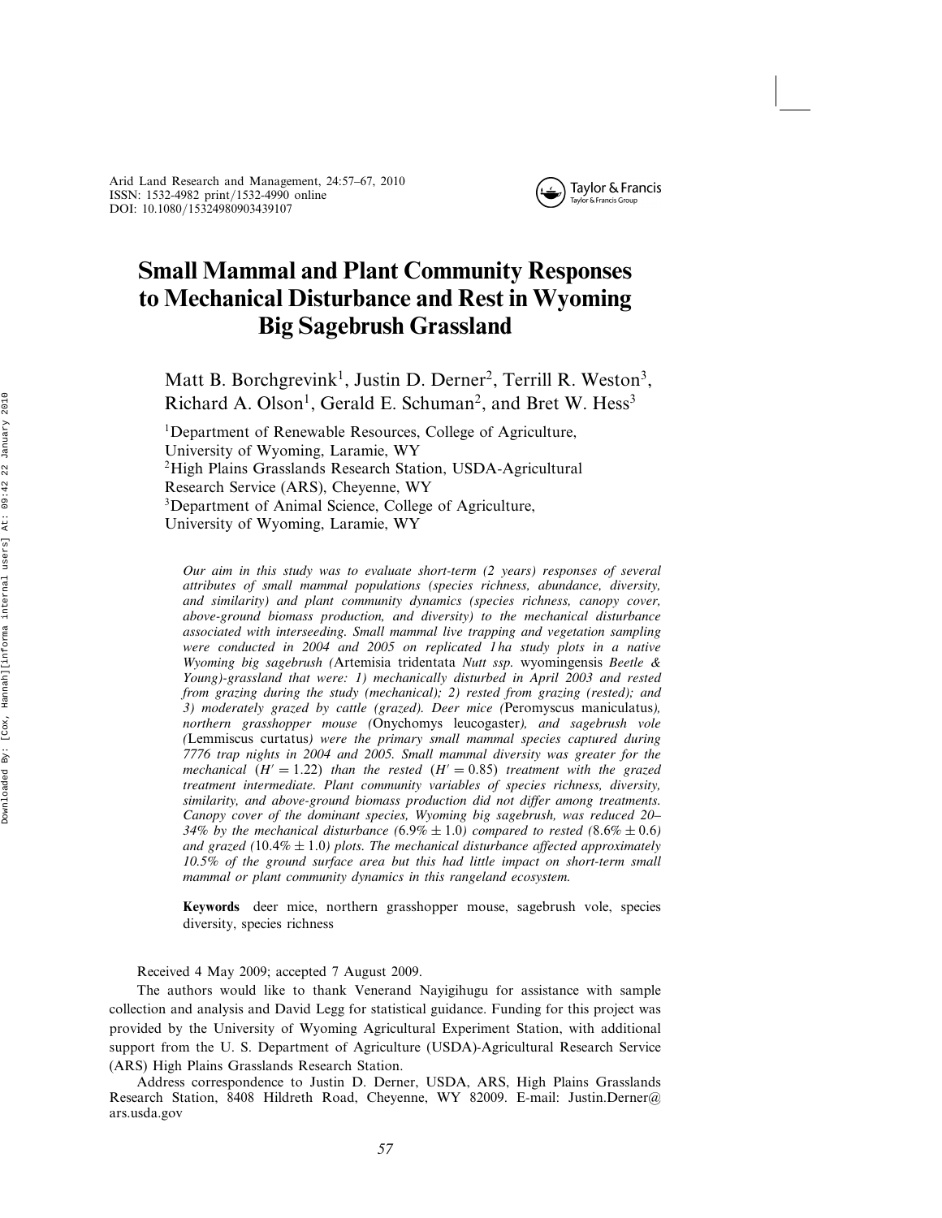# Small Mammal and Plant Community Responses to Mechanical Disturbance and Rest in Wyoming Big Sagebrush Grassland

Matt B. Borchgrevink[1], Justin D. Derner[2], Terrill R. Weston[3], Richard A. Olson[1], Gerald E. Schuman[2], and Bret W. Hess[3]

[1]Department of Renewable Resources, College of Agriculture, University of Wyoming, Laramie, WY

[2]High Plains Grasslands Research Station, USDA-Agricultural Research Service (ARS), Cheyenne, WY

[3]Department of Animal Science, College of Agriculture, University of Wyoming, Laramie, WY

*Our aim in this study was to evaluate short-term (2 years) responses of several attributes of small mammal populations (species richness, abundance, diversity, and similarity) and plant community dynamics (species richness, canopy cover, above-ground biomass production, and diversity) to the mechanical disturbance associated with interseeding. Small mammal live trapping and vegetation sampling were conducted in 2004 and 2005 on replicated 1 ha study plots in a native Wyoming big sagebrush (*Artemisia tridentata *Nutt ssp.* wyomingensis *Beetle & Young)-grassland that were: 1) mechanically disturbed in April 2003 and rested from grazing during the study (mechanical); 2) rested from grazing (rested); and 3) moderately grazed by cattle (grazed). Deer mice (*Peromyscus maniculatus*), northern grasshopper mouse (*Onychomys leucogaster*), and sagebrush vole (*Lemmiscus curtatus*) were the primary small mammal species captured during 7776 trap nights in 2004 and 2005. Small mammal diversity was greater for the mechanical ($H' = 1.22$) than the rested ($H' = 0.85$) treatment with the grazed treatment intermediate. Plant community variables of species richness, diversity, similarity, and above-ground biomass production did not differ among treatments. Canopy cover of the dominant species, Wyoming big sagebrush, was reduced 20–34% by the mechanical disturbance ($6.9\% \pm 1.0$) compared to rested ($8.6\% \pm 0.6$) and grazed ($10.4\% \pm 1.0$) plots. The mechanical disturbance affected approximately 10.5% of the ground surface area but this had little impact on short-term small mammal or plant community dynamics in this rangeland ecosystem.*

**Keywords** deer mice, northern grasshopper mouse, sagebrush vole, species diversity, species richness

Received 4 May 2009; accepted 7 August 2009.

The authors would like to thank Venerand Nayigihugu for assistance with sample collection and analysis and David Legg for statistical guidance. Funding for this project was provided by the University of Wyoming Agricultural Experiment Station, with additional support from the U. S. Department of Agriculture (USDA)-Agricultural Research Service (ARS) High Plains Grasslands Research Station.

Address correspondence to Justin D. Derner, USDA, ARS, High Plains Grasslands Research Station, 8408 Hildreth Road, Cheyenne, WY 82009. E-mail: Justin.Derner@ars.usda.gov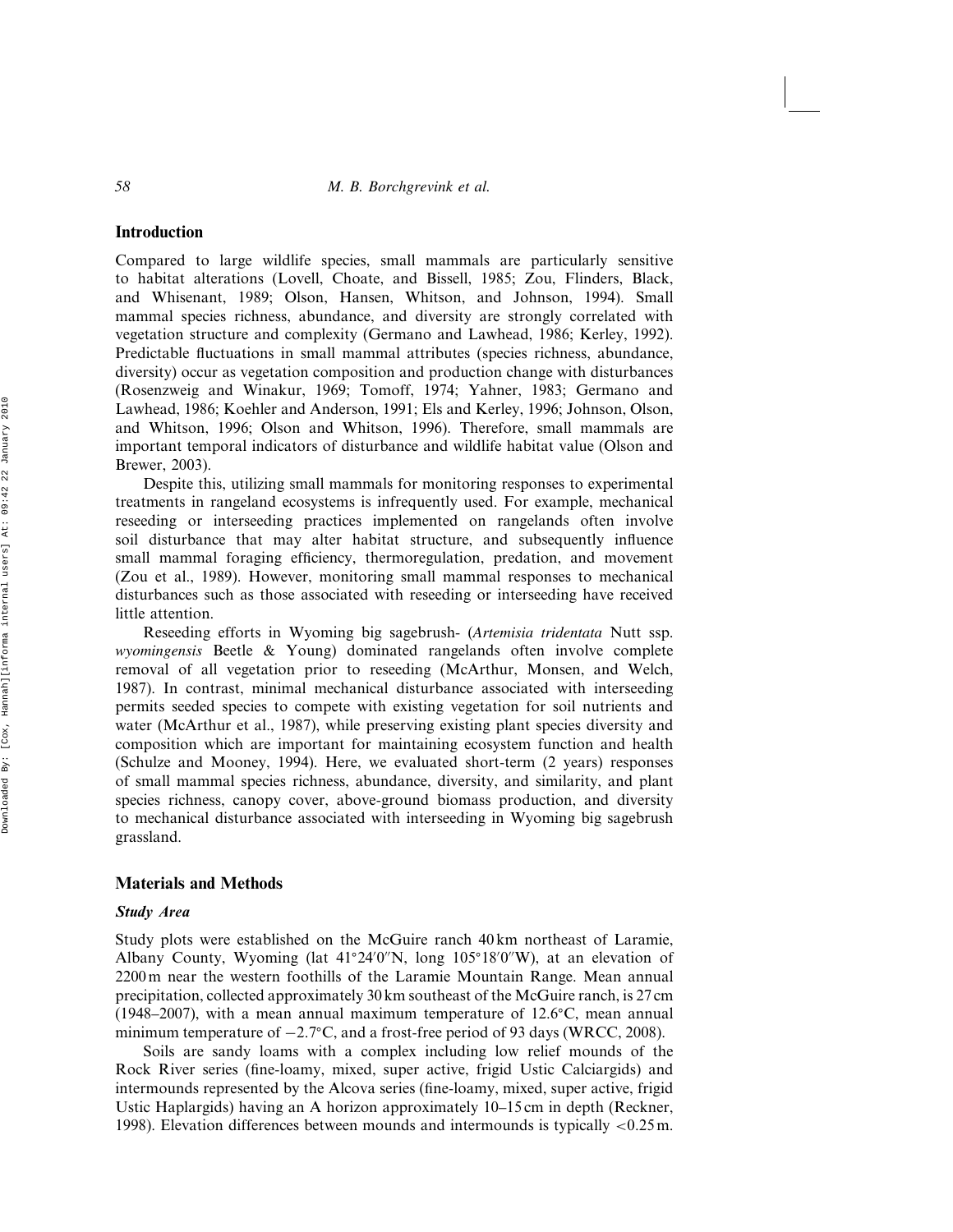## Introduction

Compared to large wildlife species, small mammals are particularly sensitive to habitat alterations (Lovell, Choate, and Bissell, 1985; Zou, Flinders, Black, and Whisenant, 1989; Olson, Hansen, Whitson, and Johnson, 1994). Small mammal species richness, abundance, and diversity are strongly correlated with vegetation structure and complexity (Germano and Lawhead, 1986; Kerley, 1992). Predictable fluctuations in small mammal attributes (species richness, abundance, diversity) occur as vegetation composition and production change with disturbances (Rosenzweig and Winakur, 1969; Tomoff, 1974; Yahner, 1983; Germano and Lawhead, 1986; Koehler and Anderson, 1991; Els and Kerley, 1996; Johnson, Olson, and Whitson, 1996; Olson and Whitson, 1996). Therefore, small mammals are important temporal indicators of disturbance and wildlife habitat value (Olson and Brewer, 2003).

Despite this, utilizing small mammals for monitoring responses to experimental treatments in rangeland ecosystems is infrequently used. For example, mechanical reseeding or interseeding practices implemented on rangelands often involve soil disturbance that may alter habitat structure, and subsequently influence small mammal foraging efficiency, thermoregulation, predation, and movement (Zou et al., 1989). However, monitoring small mammal responses to mechanical disturbances such as those associated with reseeding or interseeding have received little attention.

Reseeding efforts in Wyoming big sagebrush- (*Artemisia tridentata* Nutt ssp. *wyomingensis* Beetle & Young) dominated rangelands often involve complete removal of all vegetation prior to reseeding (McArthur, Monsen, and Welch, 1987). In contrast, minimal mechanical disturbance associated with interseeding permits seeded species to compete with existing vegetation for soil nutrients and water (McArthur et al., 1987), while preserving existing plant species diversity and composition which are important for maintaining ecosystem function and health (Schulze and Mooney, 1994). Here, we evaluated short-term (2 years) responses of small mammal species richness, abundance, diversity, and similarity, and plant species richness, canopy cover, above-ground biomass production, and diversity to mechanical disturbance associated with interseeding in Wyoming big sagebrush grassland.

## Materials and Methods

### *Study Area*

Study plots were established on the McGuire ranch 40 km northeast of Laramie, Albany County, Wyoming (lat 41°24′0″N, long 105°18′0″W), at an elevation of 2200 m near the western foothills of the Laramie Mountain Range. Mean annual precipitation, collected approximately 30 km southeast of the McGuire ranch, is 27 cm (1948–2007), with a mean annual maximum temperature of 12.6°C, mean annual minimum temperature of −2.7°C, and a frost-free period of 93 days (WRCC, 2008).

Soils are sandy loams with a complex including low relief mounds of the Rock River series (fine-loamy, mixed, super active, frigid Ustic Calciargids) and intermounds represented by the Alcova series (fine-loamy, mixed, super active, frigid Ustic Haplargids) having an A horizon approximately 10–15 cm in depth (Reckner, 1998). Elevation differences between mounds and intermounds is typically <0.25 m.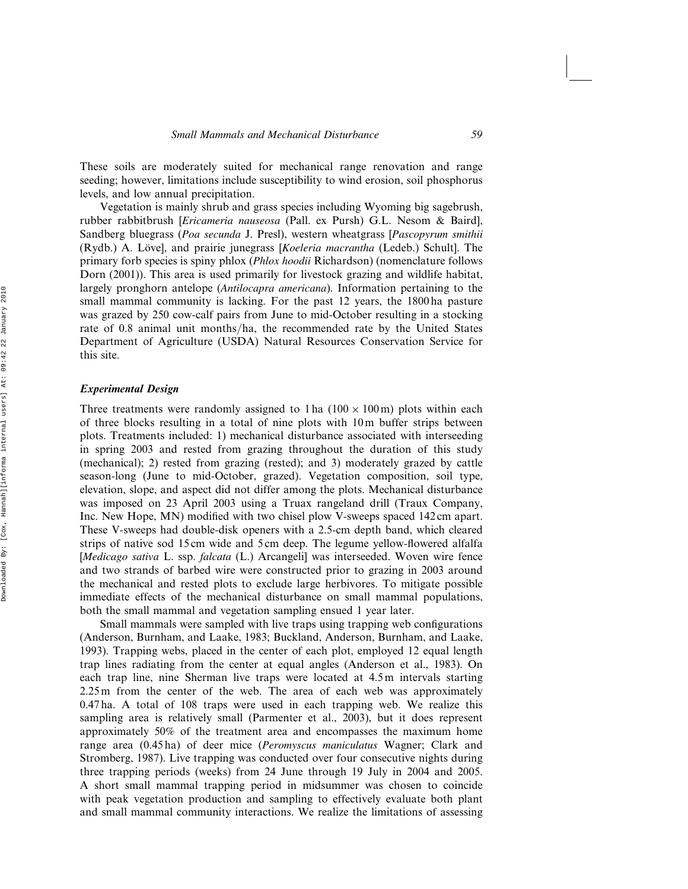These soils are moderately suited for mechanical range renovation and range seeding; however, limitations include susceptibility to wind erosion, soil phosphorus levels, and low annual precipitation.

Vegetation is mainly shrub and grass species including Wyoming big sagebrush, rubber rabbitbrush [*Ericameria nauseosa* (Pall. ex Pursh) G.L. Nesom & Baird], Sandberg bluegrass (*Poa secunda* J. Presl), western wheatgrass [*Pascopyrum smithii* (Rydb.) A. Löve], and prairie junegrass [*Koeleria macrantha* (Ledeb.) Schult]. The primary forb species is spiny phlox (*Phlox hoodii* Richardson) (nomenclature follows Dorn (2001)). This area is used primarily for livestock grazing and wildlife habitat, largely pronghorn antelope (*Antilocapra americana*). Information pertaining to the small mammal community is lacking. For the past 12 years, the 1800 ha pasture was grazed by 250 cow-calf pairs from June to mid-October resulting in a stocking rate of 0.8 animal unit months/ha, the recommended rate by the United States Department of Agriculture (USDA) Natural Resources Conservation Service for this site.

### *Experimental Design*

Three treatments were randomly assigned to 1 ha ($100 \times 100$ m) plots within each of three blocks resulting in a total of nine plots with 10 m buffer strips between plots. Treatments included: 1) mechanical disturbance associated with interseeding in spring 2003 and rested from grazing throughout the duration of this study (mechanical); 2) rested from grazing (rested); and 3) moderately grazed by cattle season-long (June to mid-October, grazed). Vegetation composition, soil type, elevation, slope, and aspect did not differ among the plots. Mechanical disturbance was imposed on 23 April 2003 using a Truax rangeland drill (Traux Company, Inc. New Hope, MN) modified with two chisel plow V-sweeps spaced 142 cm apart. These V-sweeps had double-disk openers with a 2.5-cm depth band, which cleared strips of native sod 15 cm wide and 5 cm deep. The legume yellow-flowered alfalfa [*Medicago sativa* L. ssp. *falcata* (L.) Arcangeli] was interseeded. Woven wire fence and two strands of barbed wire were constructed prior to grazing in 2003 around the mechanical and rested plots to exclude large herbivores. To mitigate possible immediate effects of the mechanical disturbance on small mammal populations, both the small mammal and vegetation sampling ensued 1 year later.

Small mammals were sampled with live traps using trapping web configurations (Anderson, Burnham, and Laake, 1983; Buckland, Anderson, Burnham, and Laake, 1993). Trapping webs, placed in the center of each plot, employed 12 equal length trap lines radiating from the center at equal angles (Anderson et al., 1983). On each trap line, nine Sherman live traps were located at 4.5 m intervals starting 2.25 m from the center of the web. The area of each web was approximately 0.47 ha. A total of 108 traps were used in each trapping web. We realize this sampling area is relatively small (Parmenter et al., 2003), but it does represent approximately 50% of the treatment area and encompasses the maximum home range area (0.45 ha) of deer mice (*Peromyscus maniculatus* Wagner; Clark and Stromberg, 1987). Live trapping was conducted over four consecutive nights during three trapping periods (weeks) from 24 June through 19 July in 2004 and 2005. A short small mammal trapping period in midsummer was chosen to coincide with peak vegetation production and sampling to effectively evaluate both plant and small mammal community interactions. We realize the limitations of assessing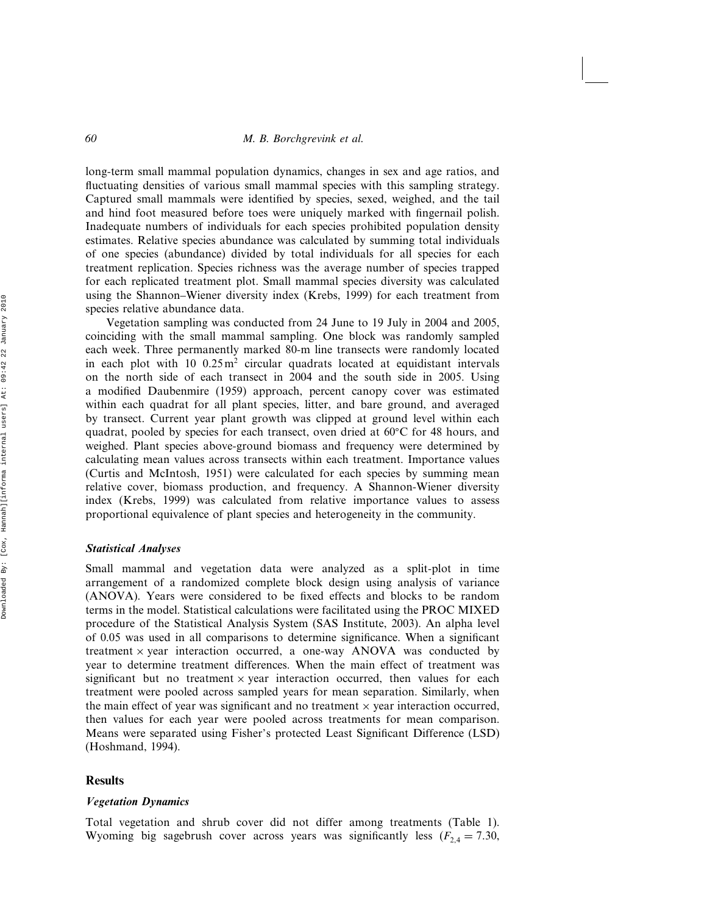long-term small mammal population dynamics, changes in sex and age ratios, and fluctuating densities of various small mammal species with this sampling strategy. Captured small mammals were identified by species, sexed, weighed, and the tail and hind foot measured before toes were uniquely marked with fingernail polish. Inadequate numbers of individuals for each species prohibited population density estimates. Relative species abundance was calculated by summing total individuals of one species (abundance) divided by total individuals for all species for each treatment replication. Species richness was the average number of species trapped for each replicated treatment plot. Small mammal species diversity was calculated using the Shannon–Wiener diversity index (Krebs, 1999) for each treatment from species relative abundance data.

Vegetation sampling was conducted from 24 June to 19 July in 2004 and 2005, coinciding with the small mammal sampling. One block was randomly sampled each week. Three permanently marked 80-m line transects were randomly located in each plot with 10 0.25 $m^2$ circular quadrats located at equidistant intervals on the north side of each transect in 2004 and the south side in 2005. Using a modified Daubenmire (1959) approach, percent canopy cover was estimated within each quadrat for all plant species, litter, and bare ground, and averaged by transect. Current year plant growth was clipped at ground level within each quadrat, pooled by species for each transect, oven dried at 60°C for 48 hours, and weighed. Plant species above-ground biomass and frequency were determined by calculating mean values across transects within each treatment. Importance values (Curtis and McIntosh, 1951) were calculated for each species by summing mean relative cover, biomass production, and frequency. A Shannon-Wiener diversity index (Krebs, 1999) was calculated from relative importance values to assess proportional equivalence of plant species and heterogeneity in the community.

### *Statistical Analyses*

Small mammal and vegetation data were analyzed as a split-plot in time arrangement of a randomized complete block design using analysis of variance (ANOVA). Years were considered to be fixed effects and blocks to be random terms in the model. Statistical calculations were facilitated using the PROC MIXED procedure of the Statistical Analysis System (SAS Institute, 2003). An alpha level of 0.05 was used in all comparisons to determine significance. When a significant treatment × year interaction occurred, a one-way ANOVA was conducted by year to determine treatment differences. When the main effect of treatment was significant but no treatment × year interaction occurred, then values for each treatment were pooled across sampled years for mean separation. Similarly, when the main effect of year was significant and no treatment × year interaction occurred, then values for each year were pooled across treatments for mean comparison. Means were separated using Fisher's protected Least Significant Difference (LSD) (Hoshmand, 1994).

## Results

### *Vegetation Dynamics*

Total vegetation and shrub cover did not differ among treatments (Table 1). Wyoming big sagebrush cover across years was significantly less ($F_{2,4} = 7.30$,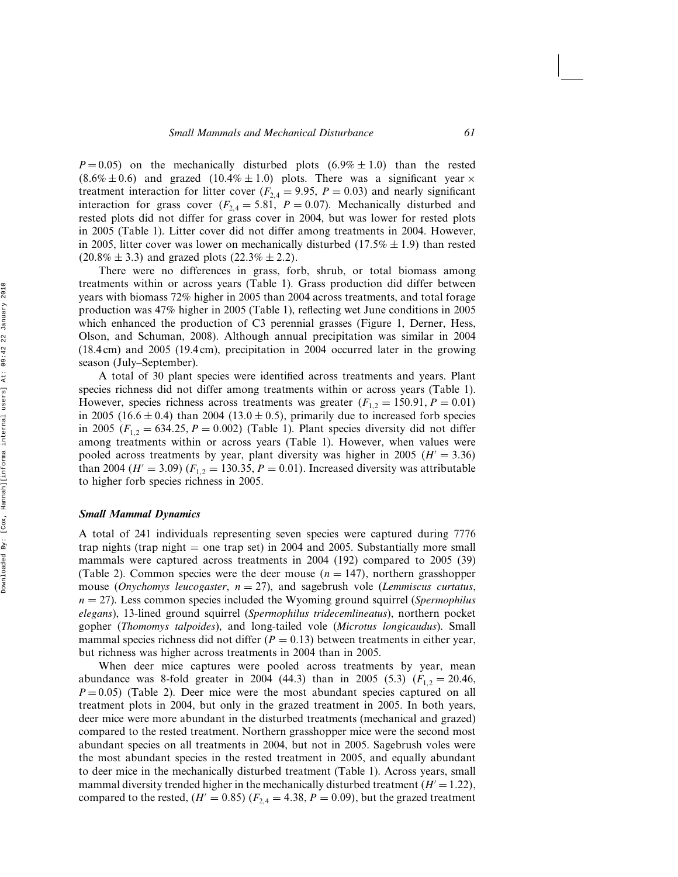$P = 0.05$) on the mechanically disturbed plots ($6.9\% \pm 1.0$) than the rested ($8.6\% \pm 0.6$) and grazed ($10.4\% \pm 1.0$) plots. There was a significant year × treatment interaction for litter cover ($F_{2,4} = 9.95$, $P = 0.03$) and nearly significant interaction for grass cover ($F_{2,4} = 5.81$, $P = 0.07$). Mechanically disturbed and rested plots did not differ for grass cover in 2004, but was lower for rested plots in 2005 (Table 1). Litter cover did not differ among treatments in 2004. However, in 2005, litter cover was lower on mechanically disturbed ($17.5\% \pm 1.9$) than rested ($20.8\% \pm 3.3$) and grazed plots ($22.3\% \pm 2.2$).

There were no differences in grass, forb, shrub, or total biomass among treatments within or across years (Table 1). Grass production did differ between years with biomass 72% higher in 2005 than 2004 across treatments, and total forage production was 47% higher in 2005 (Table 1), reflecting wet June conditions in 2005 which enhanced the production of C3 perennial grasses (Figure 1, Derner, Hess, Olson, and Schuman, 2008). Although annual precipitation was similar in 2004 (18.4 cm) and 2005 (19.4 cm), precipitation in 2004 occurred later in the growing season (July–September).

A total of 30 plant species were identified across treatments and years. Plant species richness did not differ among treatments within or across years (Table 1). However, species richness across treatments was greater ($F_{1,2} = 150.91$, $P = 0.01$) in 2005 ($16.6 \pm 0.4$) than 2004 ($13.0 \pm 0.5$), primarily due to increased forb species in 2005 ($F_{1,2} = 634.25$, $P = 0.002$) (Table 1). Plant species diversity did not differ among treatments within or across years (Table 1). However, when values were pooled across treatments by year, plant diversity was higher in 2005 ($H' = 3.36$) than 2004 ($H' = 3.09$) ($F_{1,2} = 130.35$, $P = 0.01$). Increased diversity was attributable to higher forb species richness in 2005.

### *Small Mammal Dynamics*

A total of 241 individuals representing seven species were captured during 7776 trap nights (trap night = one trap set) in 2004 and 2005. Substantially more small mammals were captured across treatments in 2004 (192) compared to 2005 (39) (Table 2). Common species were the deer mouse ($n = 147$), northern grasshopper mouse (*Onychomys leucogaster*, $n = 27$), and sagebrush vole (*Lemmiscus curtatus*, $n = 27$). Less common species included the Wyoming ground squirrel (*Spermophilus elegans*), 13-lined ground squirrel (*Spermophilus tridecemlineatus*), northern pocket gopher (*Thomomys talpoides*), and long-tailed vole (*Microtus longicaudus*). Small mammal species richness did not differ ($P = 0.13$) between treatments in either year, but richness was higher across treatments in 2004 than in 2005.

When deer mice captures were pooled across treatments by year, mean abundance was 8-fold greater in 2004 (44.3) than in 2005 (5.3) ($F_{1,2} = 20.46$, $P = 0.05$) (Table 2). Deer mice were the most abundant species captured on all treatment plots in 2004, but only in the grazed treatment in 2005. In both years, deer mice were more abundant in the disturbed treatments (mechanical and grazed) compared to the rested treatment. Northern grasshopper mice were the second most abundant species on all treatments in 2004, but not in 2005. Sagebrush voles were the most abundant species in the rested treatment in 2005, and equally abundant to deer mice in the mechanically disturbed treatment (Table 1). Across years, small mammal diversity trended higher in the mechanically disturbed treatment ($H' = 1.22$), compared to the rested, ($H' = 0.85$) ($F_{2,4} = 4.38$, $P = 0.09$), but the grazed treatment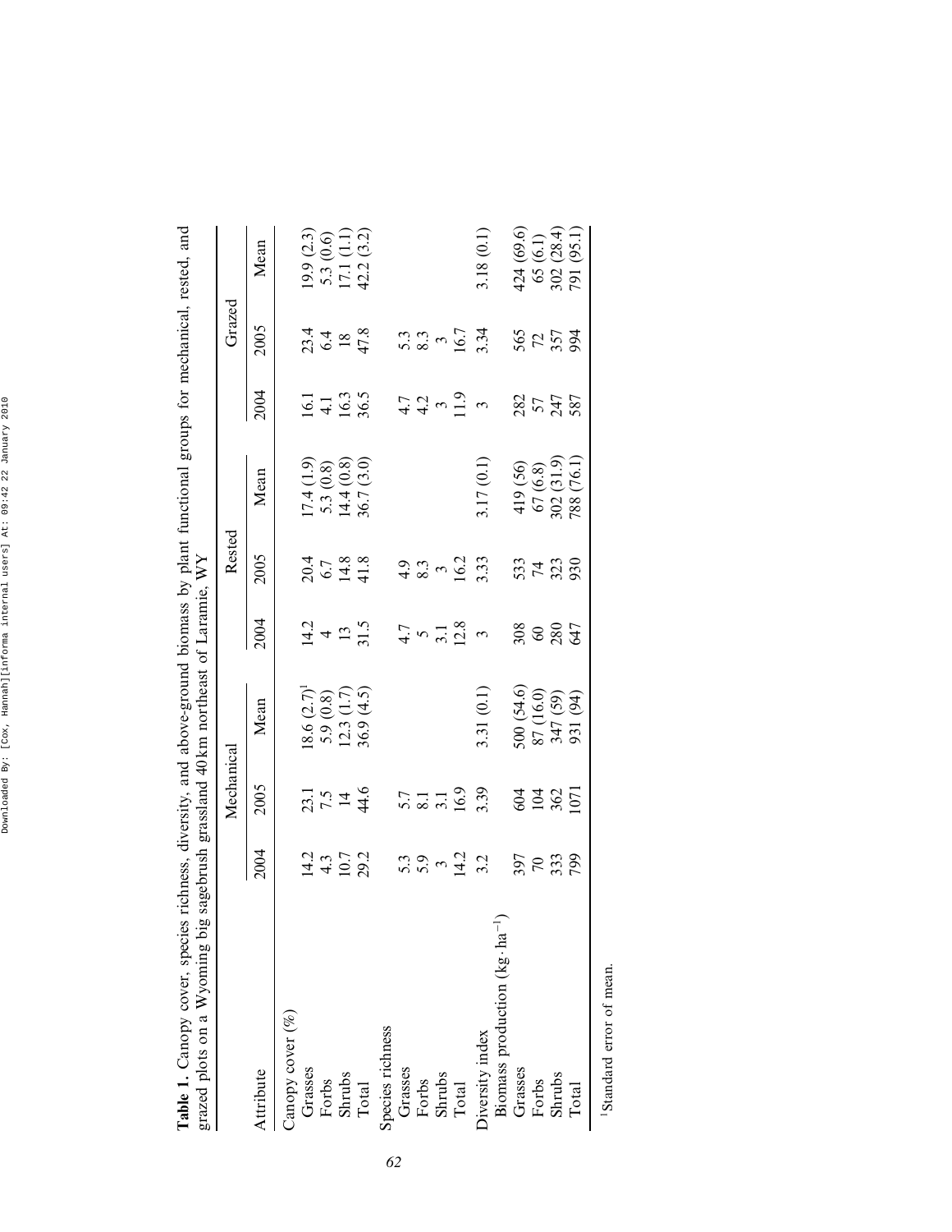**Table 1.** Canopy cover, species richness, diversity, and above-ground biomass by plant functional groups for mechanical, rested, and grazed plots on a Wyoming big sagebrush grassland 40 km northeast of Laramie, WY

| | Mechanical | | | Rested | | | Grazed | | |
|---|---|---|---|---|---|---|---|---|---|
| Attribute | 2004 | 2005 | Mean | 2004 | 2005 | Mean | 2004 | 2005 | Mean |
| Canopy cover (%) | | | | | | | | | |
| Grasses | 14.2 | 23.1 | 18.6 (2.7)[1] | 14.2 | 20.4 | 17.4 (1.9) | 16.1 | 23.4 | 19.9 (2.3) |
| Forbs | 4.3 | 7.5 | 5.9 (0.8) | 4 | 6.7 | 5.3 (0.8) | 4.1 | 6.4 | 5.3 (0.6) |
| Shrubs | 10.7 | 14 | 12.3 (1.7) | 13 | 14.8 | 14.4 (0.8) | 16.3 | 18 | 17.1 (1.1) |
| Total | 29.2 | 44.6 | 36.9 (4.5) | 31.5 | 41.8 | 36.7 (3.0) | 36.5 | 47.8 | 42.2 (3.2) |
| Species richness | | | | | | | | | |
| Grasses | 5.3 | 5.7 | | 4.7 | 4.9 | | 4.7 | 5.3 | |
| Forbs | 5.9 | 8.1 | | 5 | 8.3 | | 4.2 | 8.3 | |
| Shrubs | 3 | 3.1 | | 3.1 | 3 | | 3 | 3 | |
| Total | 14.2 | 16.9 | | 12.8 | 16.2 | | 11.9 | 16.7 | |
| Diversity index | 3.2 | 3.39 | 3.31 (0.1) | 3 | 3.33 | 3.17 (0.1) | 3 | 3.34 | 3.18 (0.1) |
| Biomass production (kg · ha$^{-1}$) | | | | | | | | | |
| Grasses | 397 | 604 | 500 (54.6) | 308 | 533 | 419 (56) | 282 | 565 | 424 (69.6) |
| Forbs | 70 | 104 | 87 (16.0) | 60 | 74 | 67 (6.8) | 57 | 72 | 65 (6.1) |
| Shrubs | 333 | 362 | 347 (59) | 280 | 323 | 302 (31.9) | 247 | 357 | 302 (28.4) |
| Total | 799 | 1071 | 931 (94) | 647 | 930 | 788 (76.1) | 587 | 994 | 791 (95.1) |

[1]Standard error of mean.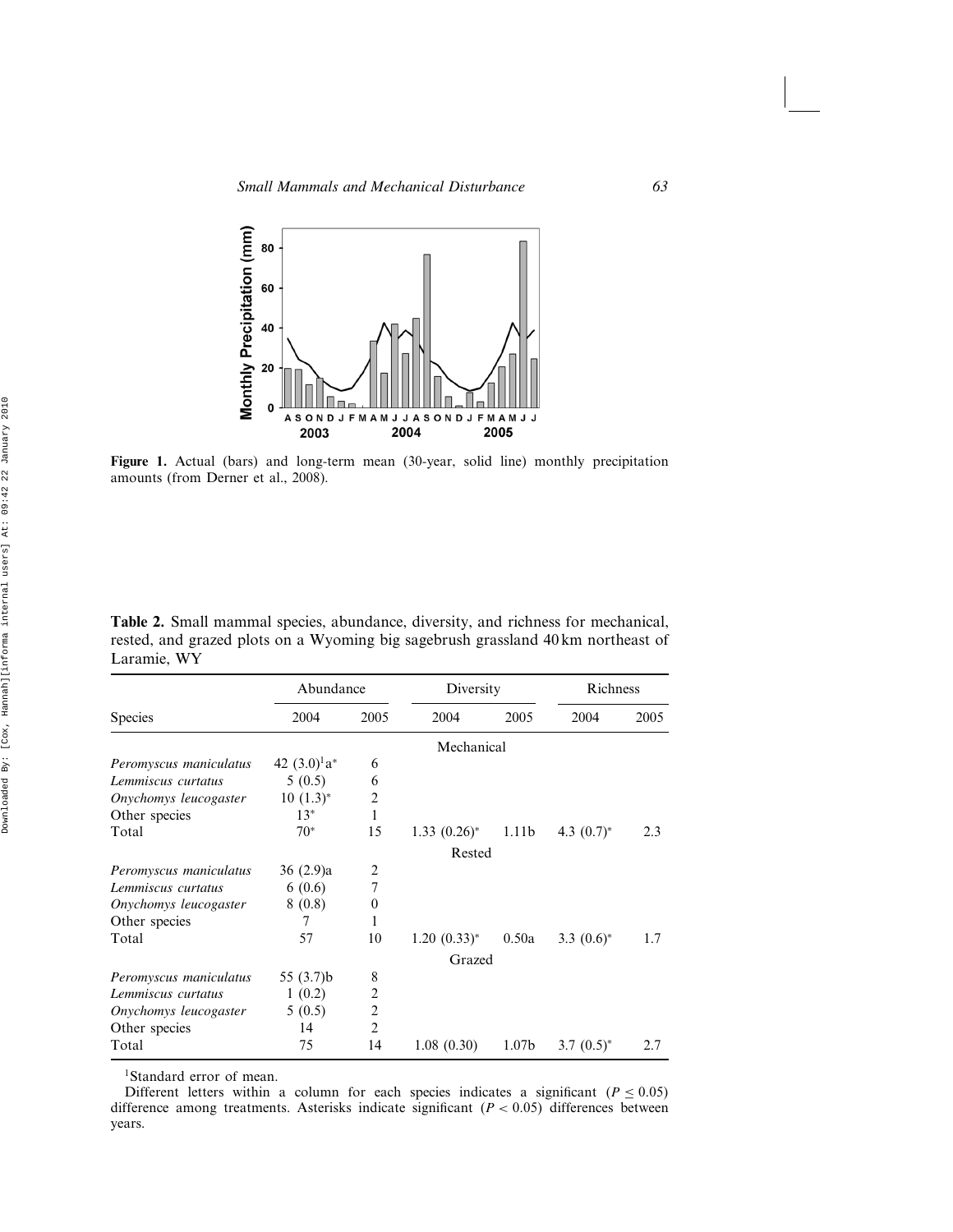Monthly Precipitation (mm)

80

60

40

20

0

A S O N D J F M A M J J A S O N D J F M A M J J

2003 2004 2005

**Figure 1.** Actual (bars) and long-term mean (30-year, solid line) monthly precipitation amounts (from Derner et al., 2008).

**Table 2.** Small mammal species, abundance, diversity, and richness for mechanical, rested, and grazed plots on a Wyoming big sagebrush grassland 40 km northeast of Laramie, WY

| | Abundance | | Diversity | | Richness | |
|---|---|---|---|---|---|---|
| Species | 2004 | 2005 | 2004 | 2005 | 2004 | 2005 |
| | | | Mechanical | | | |
| *Peromyscus maniculatus* | 42 (3.0)[1]a* | 6 | | | | |
| *Lemmiscus curtatus* | 5 (0.5) | 6 | | | | |
| *Onychomys leucogaster* | 10 (1.3)* | 2 | | | | |
| Other species | 13* | 1 | | | | |
| Total | 70* | 15 | 1.33 (0.26)* | 1.11b | 4.3 (0.7)* | 2.3 |
| | | | Rested | | | |
| *Peromyscus maniculatus* | 36 (2.9)a | 2 | | | | |
| *Lemmiscus curtatus* | 6 (0.6) | 7 | | | | |
| *Onychomys leucogaster* | 8 (0.8) | 0 | | | | |
| Other species | 7 | 1 | | | | |
| Total | 57 | 10 | 1.20 (0.33)* | 0.50a | 3.3 (0.6)* | 1.7 |
| | | | Grazed | | | |
| *Peromyscus maniculatus* | 55 (3.7)b | 8 | | | | |
| *Lemmiscus curtatus* | 1 (0.2) | 2 | | | | |
| *Onychomys leucogaster* | 5 (0.5) | 2 | | | | |
| Other species | 14 | 2 | | | | |
| Total | 75 | 14 | 1.08 (0.30) | 1.07b | 3.7 (0.5)* | 2.7 |

[1]Standard error of mean.

Different letters within a column for each species indicates a significant ($P \leq 0.05$) difference among treatments. Asterisks indicate significant ($P < 0.05$) differences between years.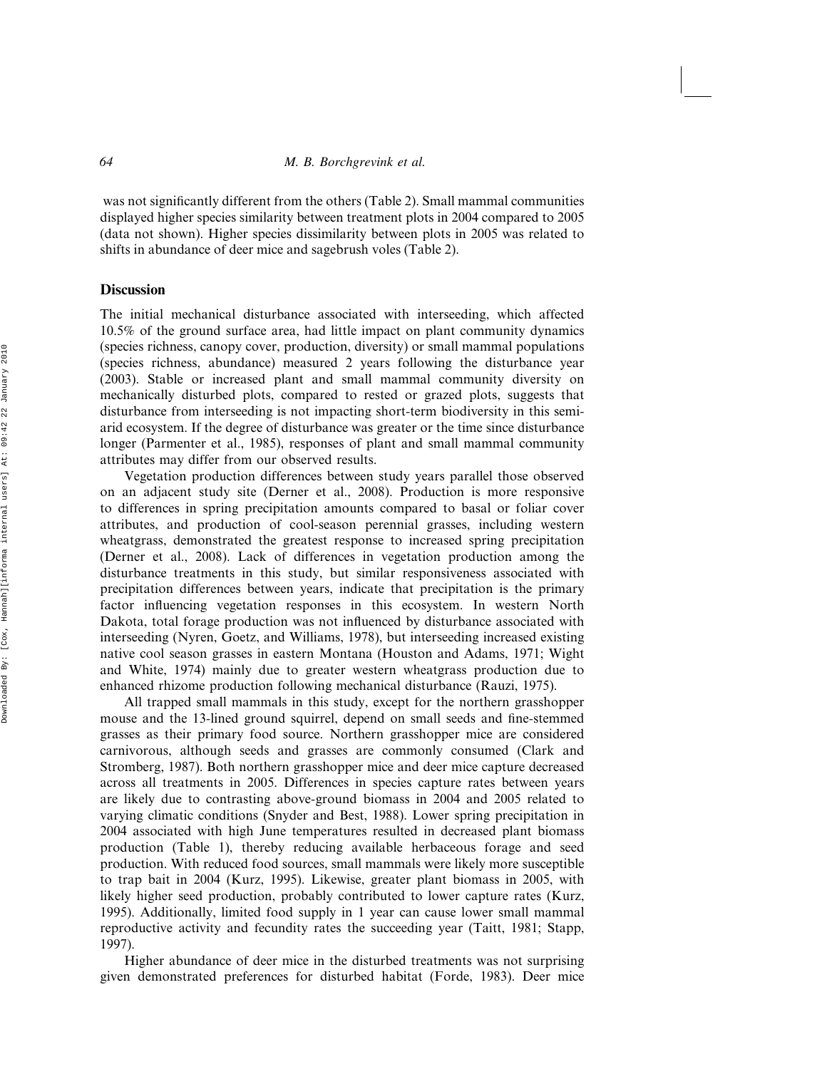was not significantly different from the others (Table 2). Small mammal communities displayed higher species similarity between treatment plots in 2004 compared to 2005 (data not shown). Higher species dissimilarity between plots in 2005 was related to shifts in abundance of deer mice and sagebrush voles (Table 2).

## Discussion

The initial mechanical disturbance associated with interseeding, which affected 10.5% of the ground surface area, had little impact on plant community dynamics (species richness, canopy cover, production, diversity) or small mammal populations (species richness, abundance) measured 2 years following the disturbance year (2003). Stable or increased plant and small mammal community diversity on mechanically disturbed plots, compared to rested or grazed plots, suggests that disturbance from interseeding is not impacting short-term biodiversity in this semi-arid ecosystem. If the degree of disturbance was greater or the time since disturbance longer (Parmenter et al., 1985), responses of plant and small mammal community attributes may differ from our observed results.

Vegetation production differences between study years parallel those observed on an adjacent study site (Derner et al., 2008). Production is more responsive to differences in spring precipitation amounts compared to basal or foliar cover attributes, and production of cool-season perennial grasses, including western wheatgrass, demonstrated the greatest response to increased spring precipitation (Derner et al., 2008). Lack of differences in vegetation production among the disturbance treatments in this study, but similar responsiveness associated with precipitation differences between years, indicate that precipitation is the primary factor influencing vegetation responses in this ecosystem. In western North Dakota, total forage production was not influenced by disturbance associated with interseeding (Nyren, Goetz, and Williams, 1978), but interseeding increased existing native cool season grasses in eastern Montana (Houston and Adams, 1971; Wight and White, 1974) mainly due to greater western wheatgrass production due to enhanced rhizome production following mechanical disturbance (Rauzi, 1975).

All trapped small mammals in this study, except for the northern grasshopper mouse and the 13-lined ground squirrel, depend on small seeds and fine-stemmed grasses as their primary food source. Northern grasshopper mice are considered carnivorous, although seeds and grasses are commonly consumed (Clark and Stromberg, 1987). Both northern grasshopper mice and deer mice capture decreased across all treatments in 2005. Differences in species capture rates between years are likely due to contrasting above-ground biomass in 2004 and 2005 related to varying climatic conditions (Snyder and Best, 1988). Lower spring precipitation in 2004 associated with high June temperatures resulted in decreased plant biomass production (Table 1), thereby reducing available herbaceous forage and seed production. With reduced food sources, small mammals were likely more susceptible to trap bait in 2004 (Kurz, 1995). Likewise, greater plant biomass in 2005, with likely higher seed production, probably contributed to lower capture rates (Kurz, 1995). Additionally, limited food supply in 1 year can cause lower small mammal reproductive activity and fecundity rates the succeeding year (Taitt, 1981; Stapp, 1997).

Higher abundance of deer mice in the disturbed treatments was not surprising given demonstrated preferences for disturbed habitat (Forde, 1983). Deer mice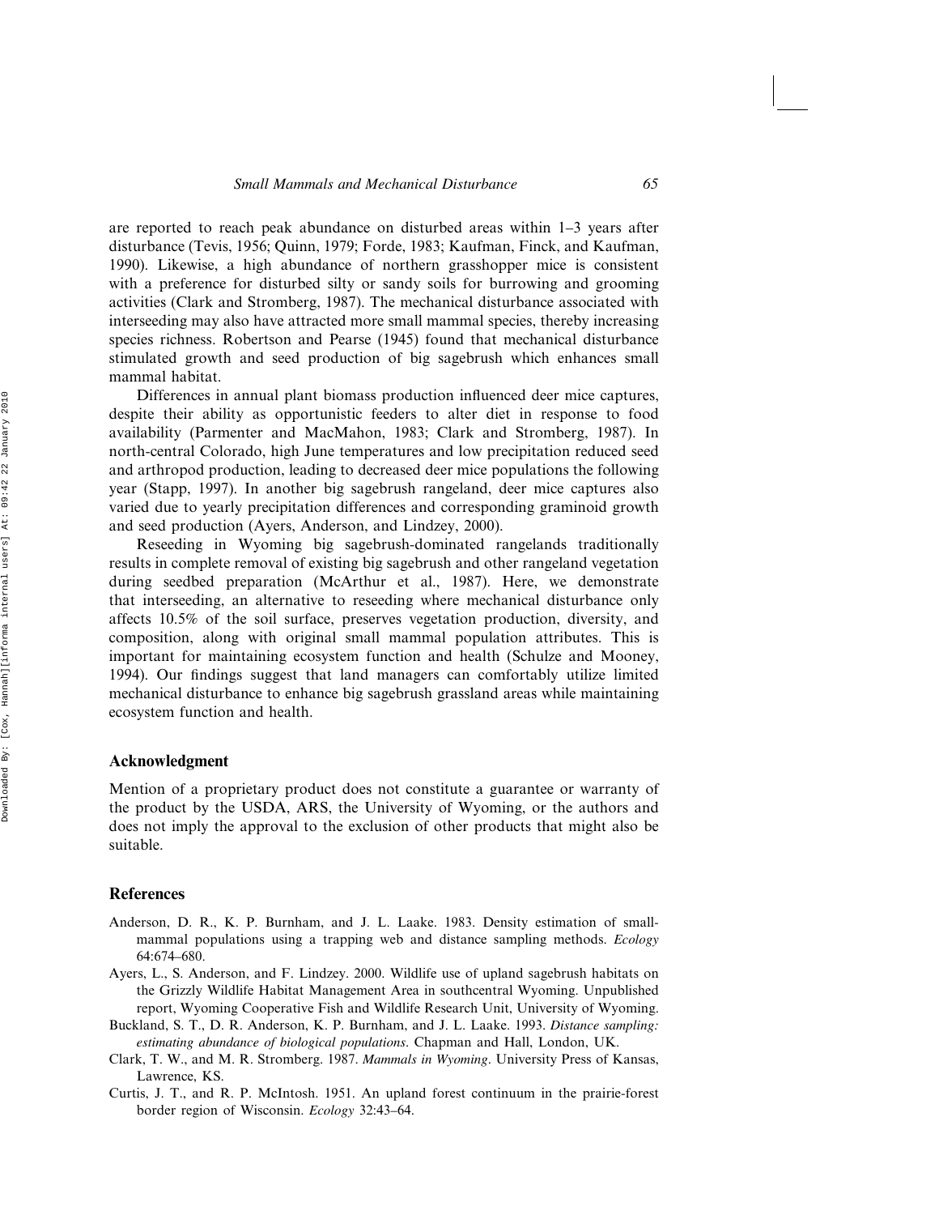are reported to reach peak abundance on disturbed areas within 1–3 years after disturbance (Tevis, 1956; Quinn, 1979; Forde, 1983; Kaufman, Finck, and Kaufman, 1990). Likewise, a high abundance of northern grasshopper mice is consistent with a preference for disturbed silty or sandy soils for burrowing and grooming activities (Clark and Stromberg, 1987). The mechanical disturbance associated with interseeding may also have attracted more small mammal species, thereby increasing species richness. Robertson and Pearse (1945) found that mechanical disturbance stimulated growth and seed production of big sagebrush which enhances small mammal habitat.

Differences in annual plant biomass production influenced deer mice captures, despite their ability as opportunistic feeders to alter diet in response to food availability (Parmenter and MacMahon, 1983; Clark and Stromberg, 1987). In north-central Colorado, high June temperatures and low precipitation reduced seed and arthropod production, leading to decreased deer mice populations the following year (Stapp, 1997). In another big sagebrush rangeland, deer mice captures also varied due to yearly precipitation differences and corresponding graminoid growth and seed production (Ayers, Anderson, and Lindzey, 2000).

Reseeding in Wyoming big sagebrush-dominated rangelands traditionally results in complete removal of existing big sagebrush and other rangeland vegetation during seedbed preparation (McArthur et al., 1987). Here, we demonstrate that interseeding, an alternative to reseeding where mechanical disturbance only affects 10.5% of the soil surface, preserves vegetation production, diversity, and composition, along with original small mammal population attributes. This is important for maintaining ecosystem function and health (Schulze and Mooney, 1994). Our findings suggest that land managers can comfortably utilize limited mechanical disturbance to enhance big sagebrush grassland areas while maintaining ecosystem function and health.

## Acknowledgment

Mention of a proprietary product does not constitute a guarantee or warranty of the product by the USDA, ARS, the University of Wyoming, or the authors and does not imply the approval to the exclusion of other products that might also be suitable.

## References

Anderson, D. R., K. P. Burnham, and J. L. Laake. 1983. Density estimation of small-mammal populations using a trapping web and distance sampling methods. *Ecology* 64:674–680.

Ayers, L., S. Anderson, and F. Lindzey. 2000. Wildlife use of upland sagebrush habitats on the Grizzly Wildlife Habitat Management Area in southcentral Wyoming. Unpublished report, Wyoming Cooperative Fish and Wildlife Research Unit, University of Wyoming.

Buckland, S. T., D. R. Anderson, K. P. Burnham, and J. L. Laake. 1993. *Distance sampling: estimating abundance of biological populations*. Chapman and Hall, London, UK.

Clark, T. W., and M. R. Stromberg. 1987. *Mammals in Wyoming*. University Press of Kansas, Lawrence, KS.

Curtis, J. T., and R. P. McIntosh. 1951. An upland forest continuum in the prairie-forest border region of Wisconsin. *Ecology* 32:43–64.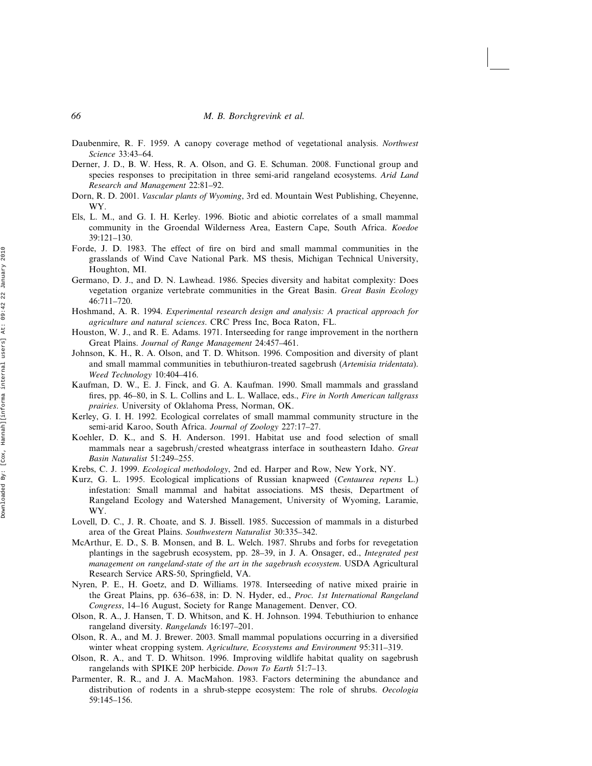Daubenmire, R. F. 1959. A canopy coverage method of vegetational analysis. *Northwest Science* 33:43–64.

Derner, J. D., B. W. Hess, R. A. Olson, and G. E. Schuman. 2008. Functional group and species responses to precipitation in three semi-arid rangeland ecosystems. *Arid Land Research and Management* 22:81–92.

Dorn, R. D. 2001. *Vascular plants of Wyoming*, 3rd ed. Mountain West Publishing, Cheyenne, WY.

Els, L. M., and G. I. H. Kerley. 1996. Biotic and abiotic correlates of a small mammal community in the Groendal Wilderness Area, Eastern Cape, South Africa. *Koedoe* 39:121–130.

Forde, J. D. 1983. The effect of fire on bird and small mammal communities in the grasslands of Wind Cave National Park. MS thesis, Michigan Technical University, Houghton, MI.

Germano, D. J., and D. N. Lawhead. 1986. Species diversity and habitat complexity: Does vegetation organize vertebrate communities in the Great Basin. *Great Basin Ecology* 46:711–720.

Hoshmand, A. R. 1994. *Experimental research design and analysis: A practical approach for agriculture and natural sciences*. CRC Press Inc, Boca Raton, FL.

Houston, W. J., and R. E. Adams. 1971. Interseeding for range improvement in the northern Great Plains. *Journal of Range Management* 24:457–461.

Johnson, K. H., R. A. Olson, and T. D. Whitson. 1996. Composition and diversity of plant and small mammal communities in tebuthiuron-treated sagebrush (*Artemisia tridentata*). *Weed Technology* 10:404–416.

Kaufman, D. W., E. J. Finck, and G. A. Kaufman. 1990. Small mammals and grassland fires, pp. 46–80, in S. L. Collins and L. L. Wallace, eds., *Fire in North American tallgrass prairies*. University of Oklahoma Press, Norman, OK.

Kerley, G. I. H. 1992. Ecological correlates of small mammal community structure in the semi-arid Karoo, South Africa. *Journal of Zoology* 227:17–27.

Koehler, D. K., and S. H. Anderson. 1991. Habitat use and food selection of small mammals near a sagebrush/crested wheatgrass interface in southeastern Idaho. *Great Basin Naturalist* 51:249–255.

Krebs, C. J. 1999. *Ecological methodology*, 2nd ed. Harper and Row, New York, NY.

Kurz, G. L. 1995. Ecological implications of Russian knapweed (*Centaurea repens* L.) infestation: Small mammal and habitat associations. MS thesis, Department of Rangeland Ecology and Watershed Management, University of Wyoming, Laramie, WY.

Lovell, D. C., J. R. Choate, and S. J. Bissell. 1985. Succession of mammals in a disturbed area of the Great Plains. *Southwestern Naturalist* 30:335–342.

McArthur, E. D., S. B. Monsen, and B. L. Welch. 1987. Shrubs and forbs for revegetation plantings in the sagebrush ecosystem, pp. 28–39, in J. A. Onsager, ed., *Integrated pest management on rangeland-state of the art in the sagebrush ecosystem*. USDA Agricultural Research Service ARS-50, Springfield, VA.

Nyren, P. E., H. Goetz, and D. Williams. 1978. Interseeding of native mixed prairie in the Great Plains, pp. 636–638, in: D. N. Hyder, ed., *Proc. 1st International Rangeland Congress*, 14–16 August, Society for Range Management. Denver, CO.

Olson, R. A., J. Hansen, T. D. Whitson, and K. H. Johnson. 1994. Tebuthiurion to enhance rangeland diversity. *Rangelands* 16:197–201.

Olson, R. A., and M. J. Brewer. 2003. Small mammal populations occurring in a diversified winter wheat cropping system. *Agriculture, Ecosystems and Environment* 95:311–319.

Olson, R. A., and T. D. Whitson. 1996. Improving wildlife habitat quality on sagebrush rangelands with SPIKE 20P herbicide. *Down To Earth* 51:7–13.

Parmenter, R. R., and J. A. MacMahon. 1983. Factors determining the abundance and distribution of rodents in a shrub-steppe ecosystem: The role of shrubs. *Oecologia* 59:145–156.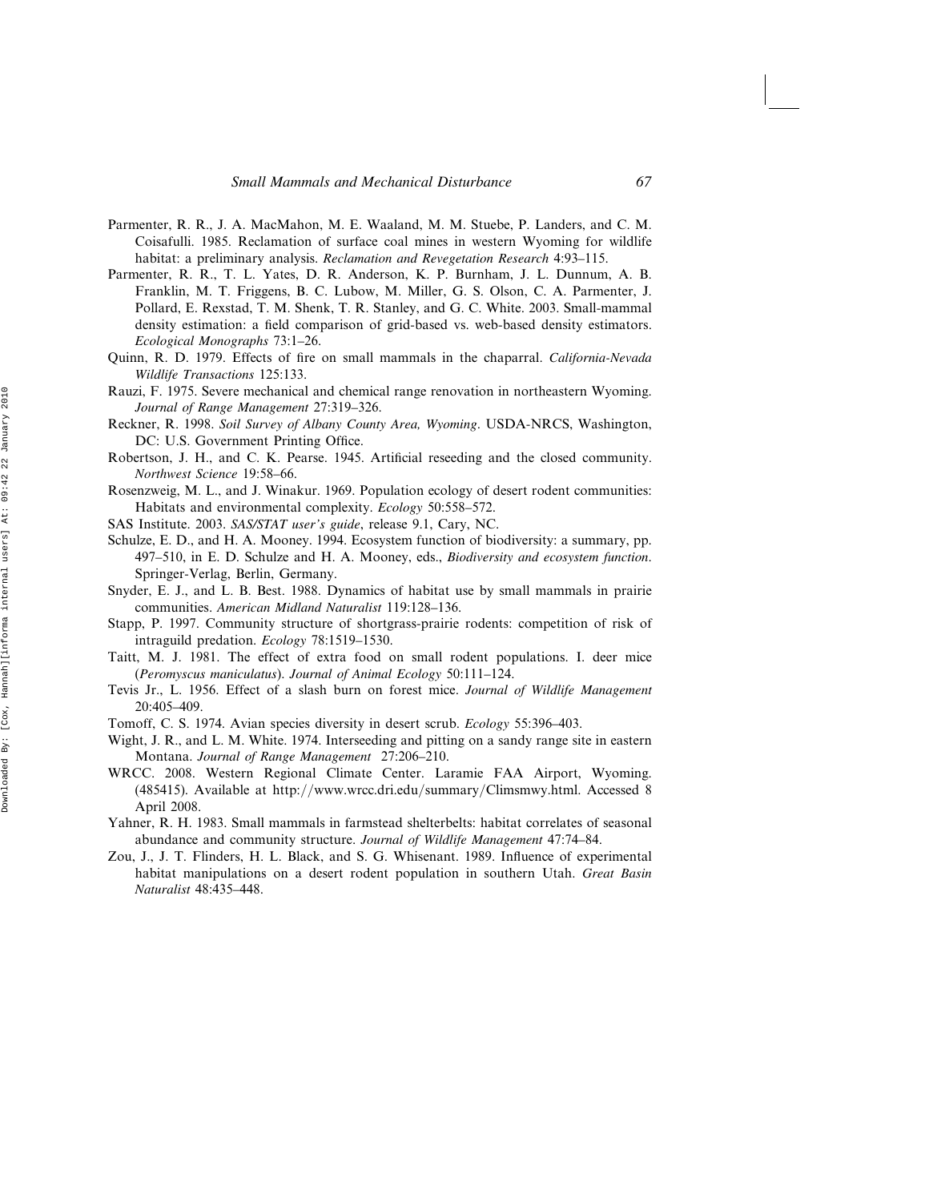Parmenter, R. R., J. A. MacMahon, M. E. Waaland, M. M. Stuebe, P. Landers, and C. M. Coisafulli. 1985. Reclamation of surface coal mines in western Wyoming for wildlife habitat: a preliminary analysis. *Reclamation and Revegetation Research* 4:93–115.

Parmenter, R. R., T. L. Yates, D. R. Anderson, K. P. Burnham, J. L. Dunnum, A. B. Franklin, M. T. Friggens, B. C. Lubow, M. Miller, G. S. Olson, C. A. Parmenter, J. Pollard, E. Rexstad, T. M. Shenk, T. R. Stanley, and G. C. White. 2003. Small-mammal density estimation: a field comparison of grid-based vs. web-based density estimators. *Ecological Monographs* 73:1–26.

Quinn, R. D. 1979. Effects of fire on small mammals in the chaparral. *California-Nevada Wildlife Transactions* 125:133.

Rauzi, F. 1975. Severe mechanical and chemical range renovation in northeastern Wyoming. *Journal of Range Management* 27:319–326.

Reckner, R. 1998. *Soil Survey of Albany County Area, Wyoming*. USDA-NRCS, Washington, DC: U.S. Government Printing Office.

Robertson, J. H., and C. K. Pearse. 1945. Artificial reseeding and the closed community. *Northwest Science* 19:58–66.

Rosenzweig, M. L., and J. Winakur. 1969. Population ecology of desert rodent communities: Habitats and environmental complexity. *Ecology* 50:558–572.

SAS Institute. 2003. *SAS/STAT user's guide*, release 9.1, Cary, NC.

Schulze, E. D., and H. A. Mooney. 1994. Ecosystem function of biodiversity: a summary, pp. 497–510, in E. D. Schulze and H. A. Mooney, eds., *Biodiversity and ecosystem function*. Springer-Verlag, Berlin, Germany.

Snyder, E. J., and L. B. Best. 1988. Dynamics of habitat use by small mammals in prairie communities. *American Midland Naturalist* 119:128–136.

Stapp, P. 1997. Community structure of shortgrass-prairie rodents: competition of risk of intraguild predation. *Ecology* 78:1519–1530.

Taitt, M. J. 1981. The effect of extra food on small rodent populations. I. deer mice (*Peromyscus maniculatus*). *Journal of Animal Ecology* 50:111–124.

Tevis Jr., L. 1956. Effect of a slash burn on forest mice. *Journal of Wildlife Management* 20:405–409.

Tomoff, C. S. 1974. Avian species diversity in desert scrub. *Ecology* 55:396–403.

Wight, J. R., and L. M. White. 1974. Interseeding and pitting on a sandy range site in eastern Montana. *Journal of Range Management* 27:206–210.

WRCC. 2008. Western Regional Climate Center. Laramie FAA Airport, Wyoming. (485415). Available at http://www.wrcc.dri.edu/summary/Climsmwy.html. Accessed 8 April 2008.

Yahner, R. H. 1983. Small mammals in farmstead shelterbelts: habitat correlates of seasonal abundance and community structure. *Journal of Wildlife Management* 47:74–84.

Zou, J., J. T. Flinders, H. L. Black, and S. G. Whisenant. 1989. Influence of experimental habitat manipulations on a desert rodent population in southern Utah. *Great Basin Naturalist* 48:435–448.